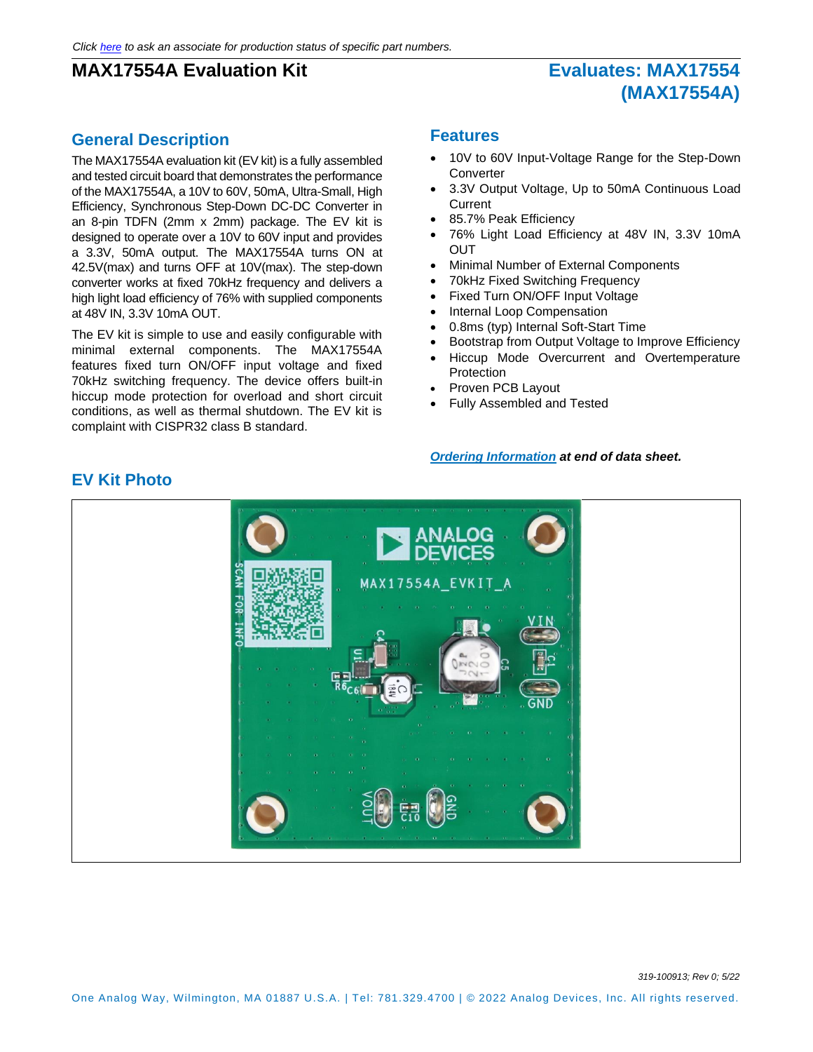Click here to ask an associate for production status of specific part numbers.

# MAX17554A Evaluation Kit

## Evaluates: MAX17554 (MAX17554A)

## General Description

The MAX17554A evaluation kit (EV kit) is a fully assembled and tested circuit board that demonstrates the performance of the MAX17554A, a 10V to 60V, 50mA, Ultra-Small, High Efficiency, Synchronous Step-Down DC-DC Converter in an 8-pin TDFN (2mm x 2mm) package. The EV kit is designed to operate over a 10V to 60V input and provides a 3.3V, 50mA output. The MAX17554A turns ON at 42.5V(max) and turns OFF at 10V(max). The step-down converter works at fixed 70kHz frequency and delivers a high light load efficiency of 76% with supplied components at 48V IN, 3.3V 10mA OUT.

The EV kit is simple to use and easily configurable with minimal external components. The MAX17554A features fixed turn ON/OFF input voltage and fixed 70kHz switching frequency. The device offers built-in hiccup mode protection for overload and short circuit conditions, as well as thermal shutdown. The EV kit is complaint with CISPR32 class B standard.

## Features

- 10V to 60V Input-Voltage Range for the Step-Down Converter
- 3.3V Output Voltage, Up to 50mA Continuous Load Current
- 85.7% Peak Efficiency
- 76% Light Load Efficiency at 48V IN, 3.3V 10mA OUT
- Minimal Number of External Components
- 70kHz Fixed Switching Frequency
- Fixed Turn ON/OFF Input Voltage
- Internal Loop Compensation
- 0.8ms (typ) Internal Soft-Start Time
- Bootstrap from Output Voltage to Improve Efficiency
- Hiccup Mode Overcurrent and Overtemperature Protection
- Proven PCB Layout
- Fully Assembled and Tested

***Ordering Information* at end of data sheet.**

## EV Kit Photo

319-100913; Rev 0; 5/22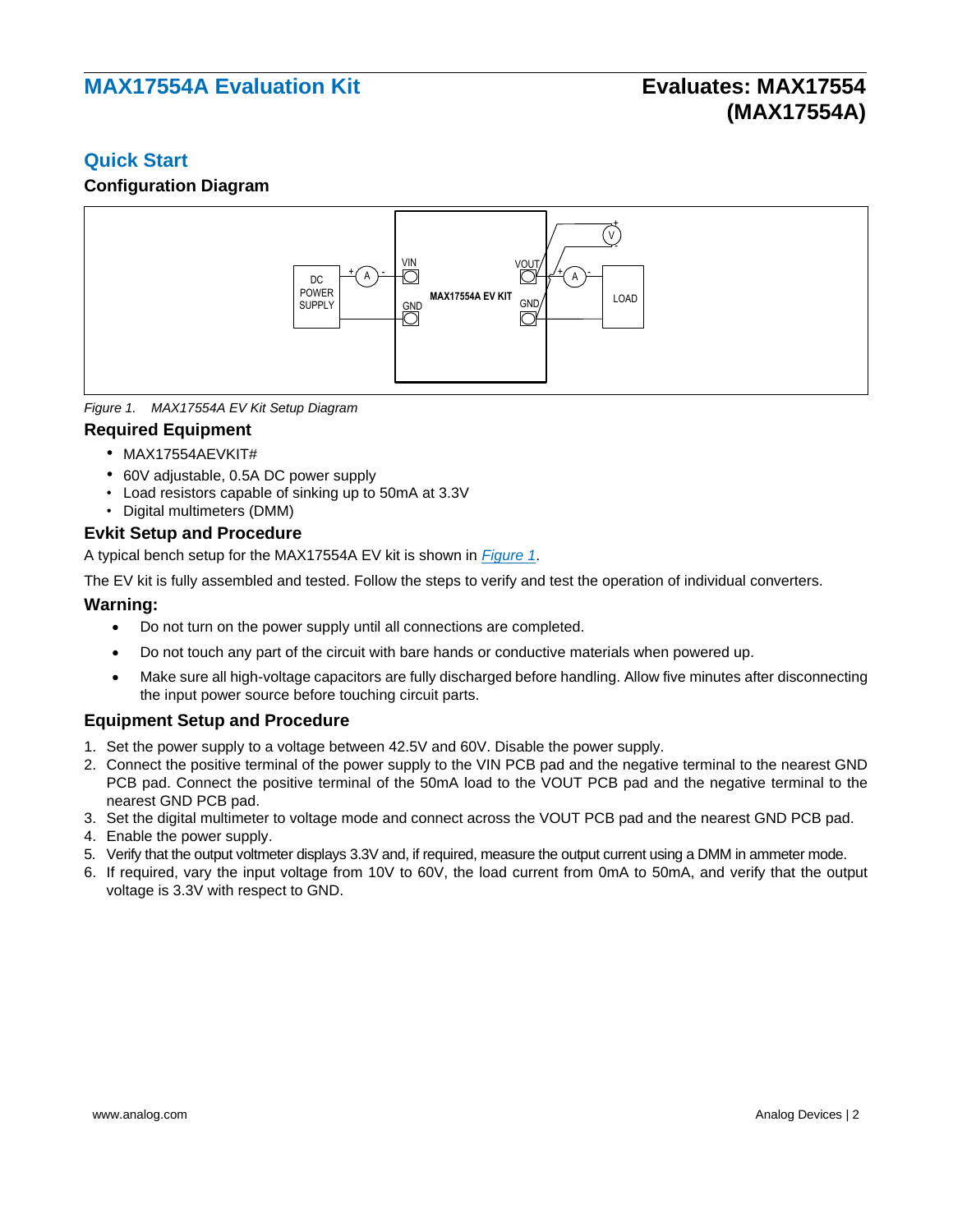## Quick Start

### Configuration Diagram

Figure 1. MAX17554A EV Kit Setup Diagram

### Required Equipment

- MAX17554AEVKIT#
- 60V adjustable, 0.5A DC power supply
- Load resistors capable of sinking up to 50mA at 3.3V
- Digital multimeters (DMM)

### Evkit Setup and Procedure

A typical bench setup for the MAX17554A EV kit is shown in *Figure 1*.

The EV kit is fully assembled and tested. Follow the steps to verify and test the operation of individual converters.

### Warning:

- Do not turn on the power supply until all connections are completed.
- Do not touch any part of the circuit with bare hands or conductive materials when powered up.
- Make sure all high-voltage capacitors are fully discharged before handling. Allow five minutes after disconnecting the input power source before touching circuit parts.

### Equipment Setup and Procedure

1. Set the power supply to a voltage between 42.5V and 60V. Disable the power supply.
2. Connect the positive terminal of the power supply to the VIN PCB pad and the negative terminal to the nearest GND PCB pad. Connect the positive terminal of the 50mA load to the VOUT PCB pad and the negative terminal to the nearest GND PCB pad.
3. Set the digital multimeter to voltage mode and connect across the VOUT PCB pad and the nearest GND PCB pad.
4. Enable the power supply.
5. Verify that the output voltmeter displays 3.3V and, if required, measure the output current using a DMM in ammeter mode.
6. If required, vary the input voltage from 10V to 60V, the load current from 0mA to 50mA, and verify that the output voltage is 3.3V with respect to GND.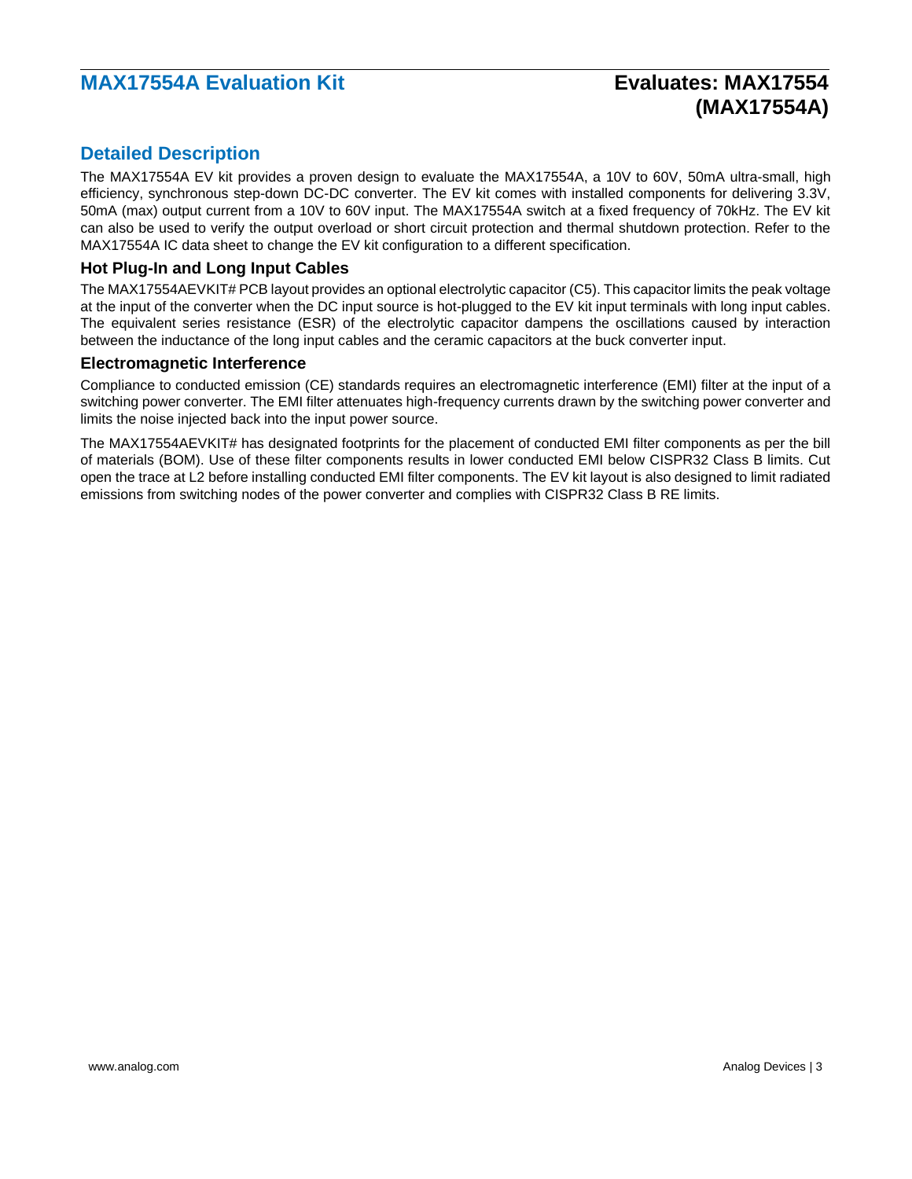## Detailed Description

The MAX17554A EV kit provides a proven design to evaluate the MAX17554A, a 10V to 60V, 50mA ultra-small, high efficiency, synchronous step-down DC-DC converter. The EV kit comes with installed components for delivering 3.3V, 50mA (max) output current from a 10V to 60V input. The MAX17554A switch at a fixed frequency of 70kHz. The EV kit can also be used to verify the output overload or short circuit protection and thermal shutdown protection. Refer to the MAX17554A IC data sheet to change the EV kit configuration to a different specification.

### Hot Plug-In and Long Input Cables

The MAX17554AEVKIT# PCB layout provides an optional electrolytic capacitor (C5). This capacitor limits the peak voltage at the input of the converter when the DC input source is hot-plugged to the EV kit input terminals with long input cables. The equivalent series resistance (ESR) of the electrolytic capacitor dampens the oscillations caused by interaction between the inductance of the long input cables and the ceramic capacitors at the buck converter input.

### Electromagnetic Interference

Compliance to conducted emission (CE) standards requires an electromagnetic interference (EMI) filter at the input of a switching power converter. The EMI filter attenuates high-frequency currents drawn by the switching power converter and limits the noise injected back into the input power source.

The MAX17554AEVKIT# has designated footprints for the placement of conducted EMI filter components as per the bill of materials (BOM). Use of these filter components results in lower conducted EMI below CISPR32 Class B limits. Cut open the trace at L2 before installing conducted EMI filter components. The EV kit layout is also designed to limit radiated emissions from switching nodes of the power converter and complies with CISPR32 Class B RE limits.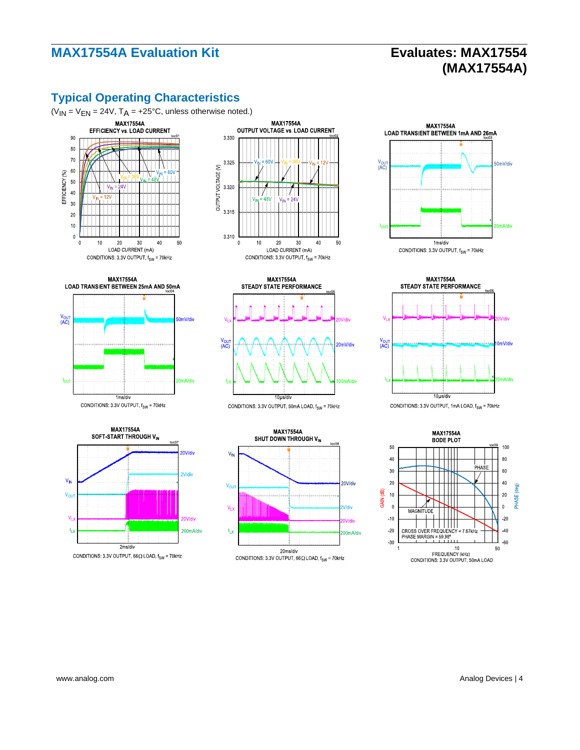## Typical Operating Characteristics

($V_{IN}$ = $V_{EN}$ = 24V, $T_A$ = +25°C, unless otherwise noted.)

**MAX17554A EFFICIENCY vs. LOAD CURRENT**

CONDITIONS: 3.3V OUTPUT, $f_{SW}$ = 70kHz

**MAX17554A OUTPUT VOLTAGE vs. LOAD CURRENT**

CONDITIONS: 3.3V OUTPUT, $f_{SW}$ = 70kHz

**MAX17554A LOAD TRANSIENT BETWEEN 1mA AND 26mA**

CONDITIONS: 3.3V OUTPUT, $f_{SW}$ = 70kHz

**MAX17554A LOAD TRANSIENT BETWEEN 25mA AND 50mA**

CONDITIONS: 3.3V OUTPUT, $f_{SW}$ = 70kHz

**MAX17554A STEADY STATE PERFORMANCE**

CONDITIONS: 3.3V OUTPUT, 50mA LOAD, $f_{SW}$ = 70kHz

**MAX17554A STEADY STATE PERFORMANCE**

CONDITIONS: 3.3V OUTPUT, 1mA LOAD, $f_{SW}$ = 70kHz

**MAX17554A SOFT-START THROUGH $V_{IN}$**

CONDITIONS: 3.3V OUTPUT, 66Ω LOAD, $f_{SW}$ = 70kHz

**MAX17554A SHUT DOWN THROUGH $V_{IN}$**

CONDITIONS: 3.3V OUTPUT, 66Ω LOAD, $f_{SW}$ = 70kHz

**MAX17554A BODE PLOT**

CROSS OVER FREQUENCY = 7.67kHz
PHASE MARGIN = 59.98°

CONDITIONS: 3.3V OUTPUT, 50mA LOAD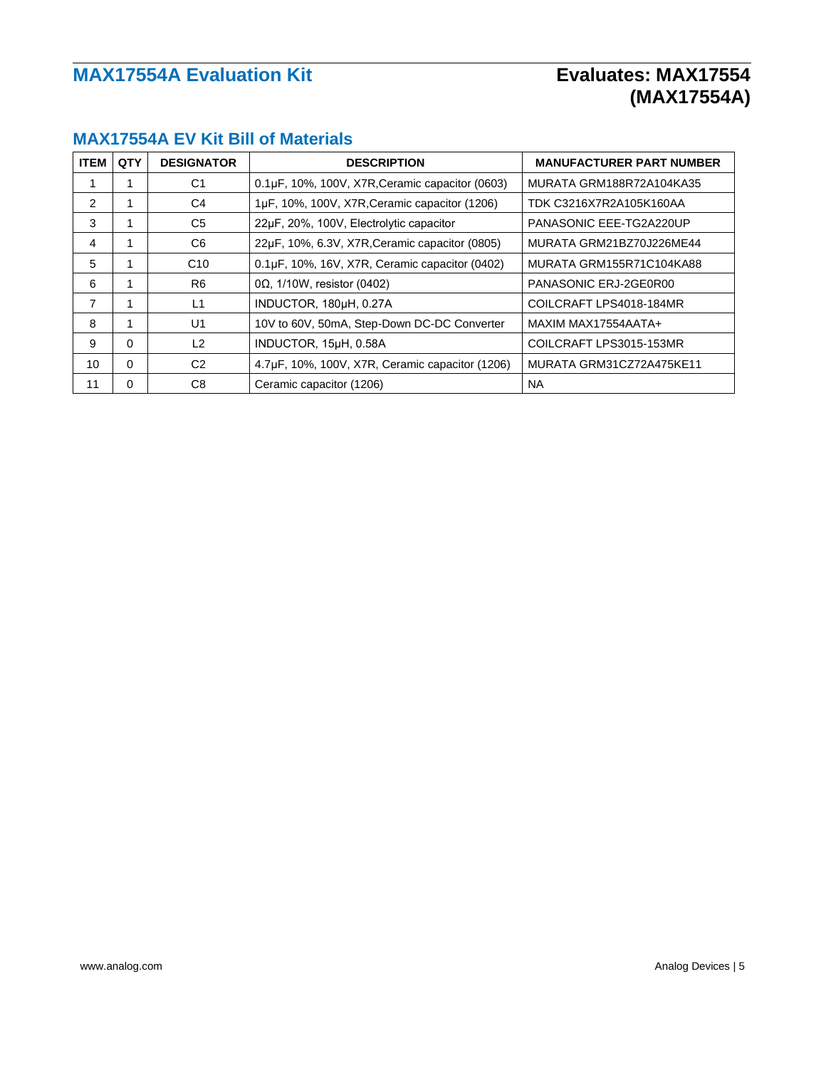## MAX17554A EV Kit Bill of Materials

| ITEM | QTY | DESIGNATOR | DESCRIPTION | MANUFACTURER PART NUMBER |
|---|---|---|---|---|
| 1 | 1 | C1 | 0.1µF, 10%, 100V, X7R,Ceramic capacitor (0603) | MURATA GRM188R72A104KA35 |
| 2 | 1 | C4 | 1µF, 10%, 100V, X7R,Ceramic capacitor (1206) | TDK C3216X7R2A105K160AA |
| 3 | 1 | C5 | 22µF, 20%, 100V, Electrolytic capacitor | PANASONIC EEE-TG2A220UP |
| 4 | 1 | C6 | 22µF, 10%, 6.3V, X7R,Ceramic capacitor (0805) | MURATA GRM21BZ70J226ME44 |
| 5 | 1 | C10 | 0.1µF, 10%, 16V, X7R, Ceramic capacitor (0402) | MURATA GRM155R71C104KA88 |
| 6 | 1 | R6 | 0Ω, 1/10W, resistor (0402) | PANASONIC ERJ-2GE0R00 |
| 7 | 1 | L1 | INDUCTOR, 180µH, 0.27A | COILCRAFT LPS4018-184MR |
| 8 | 1 | U1 | 10V to 60V, 50mA, Step-Down DC-DC Converter | MAXIM MAX17554AATA+ |
| 9 | 0 | L2 | INDUCTOR, 15µH, 0.58A | COILCRAFT LPS3015-153MR |
| 10 | 0 | C2 | 4.7µF, 10%, 100V, X7R, Ceramic capacitor (1206) | MURATA GRM31CZ72A475KE11 |
| 11 | 0 | C8 | Ceramic capacitor (1206) | NA |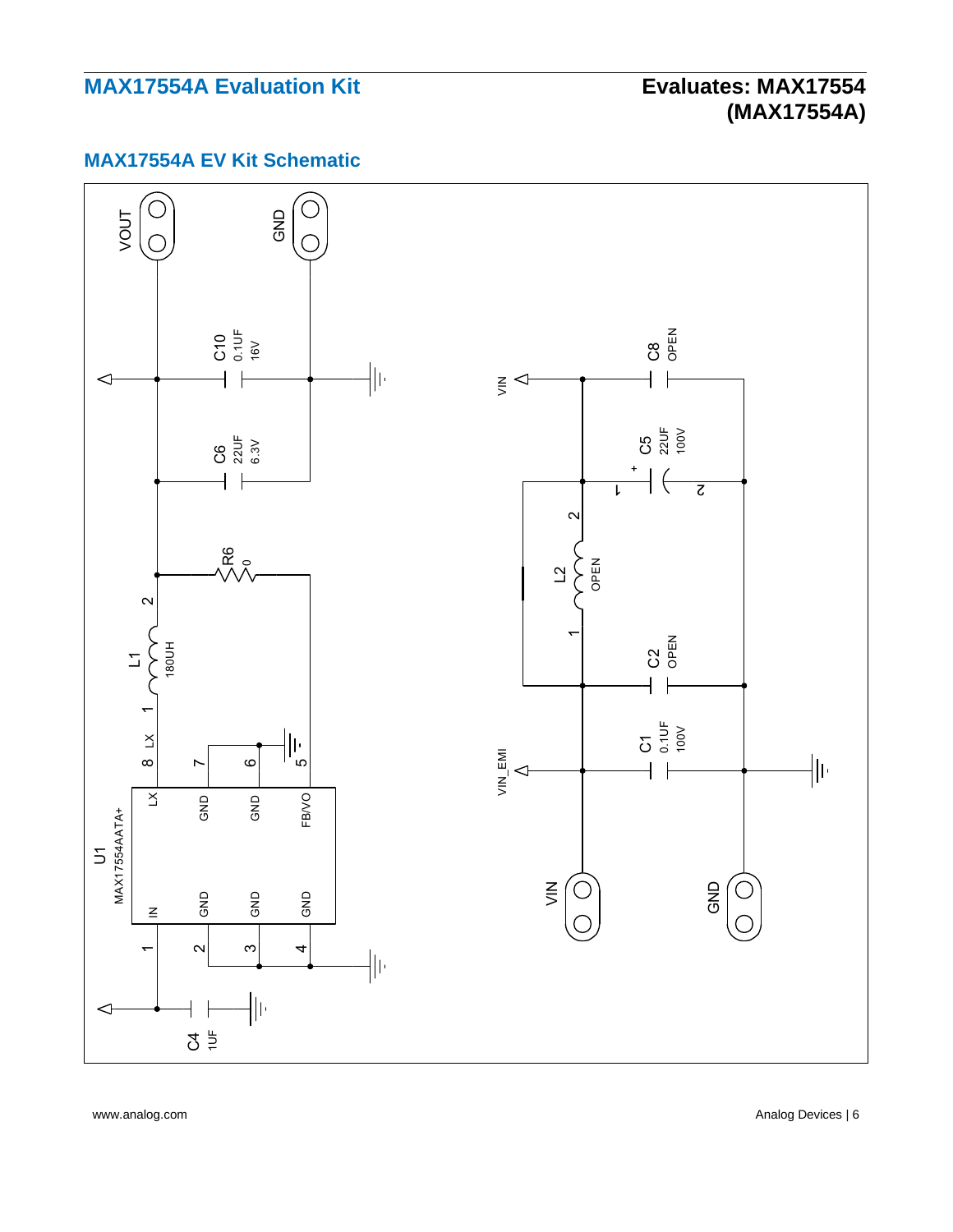## MAX17554A EV Kit Schematic

VOUT

GND

C10 0.1UF 16V

C6 22UF 6.3V

R6 0

L1 180UH

U1 MAX17554AATA+

IN, GND, GND, GND, LX, GND, GND, FB/VO

C4 1UF

VIN

C8 OPEN

C5 22UF 100V

L2 OPEN

C2 OPEN

C1 0.1UF 100V

VIN_EMI

VIN

GND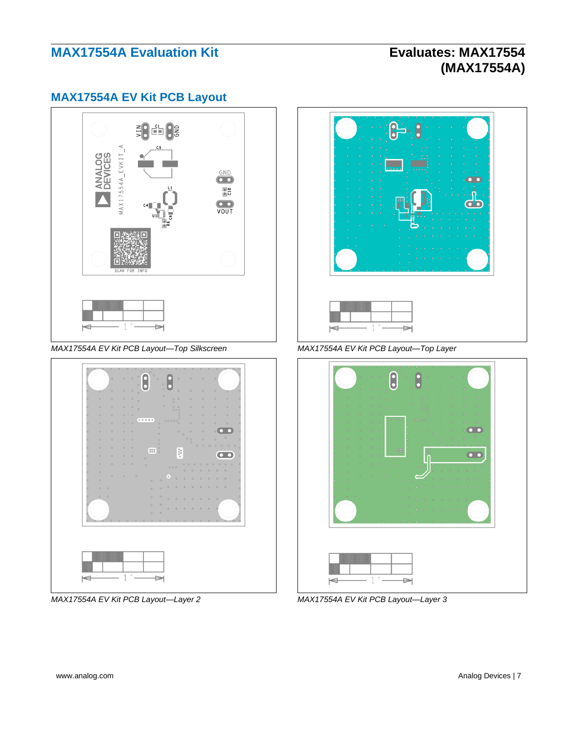## MAX17554A EV Kit PCB Layout

MAX17554A EV Kit PCB Layout—Top Silkscreen

MAX17554A EV Kit PCB Layout—Top Layer

MAX17554A EV Kit PCB Layout—Layer 2

MAX17554A EV Kit PCB Layout—Layer 3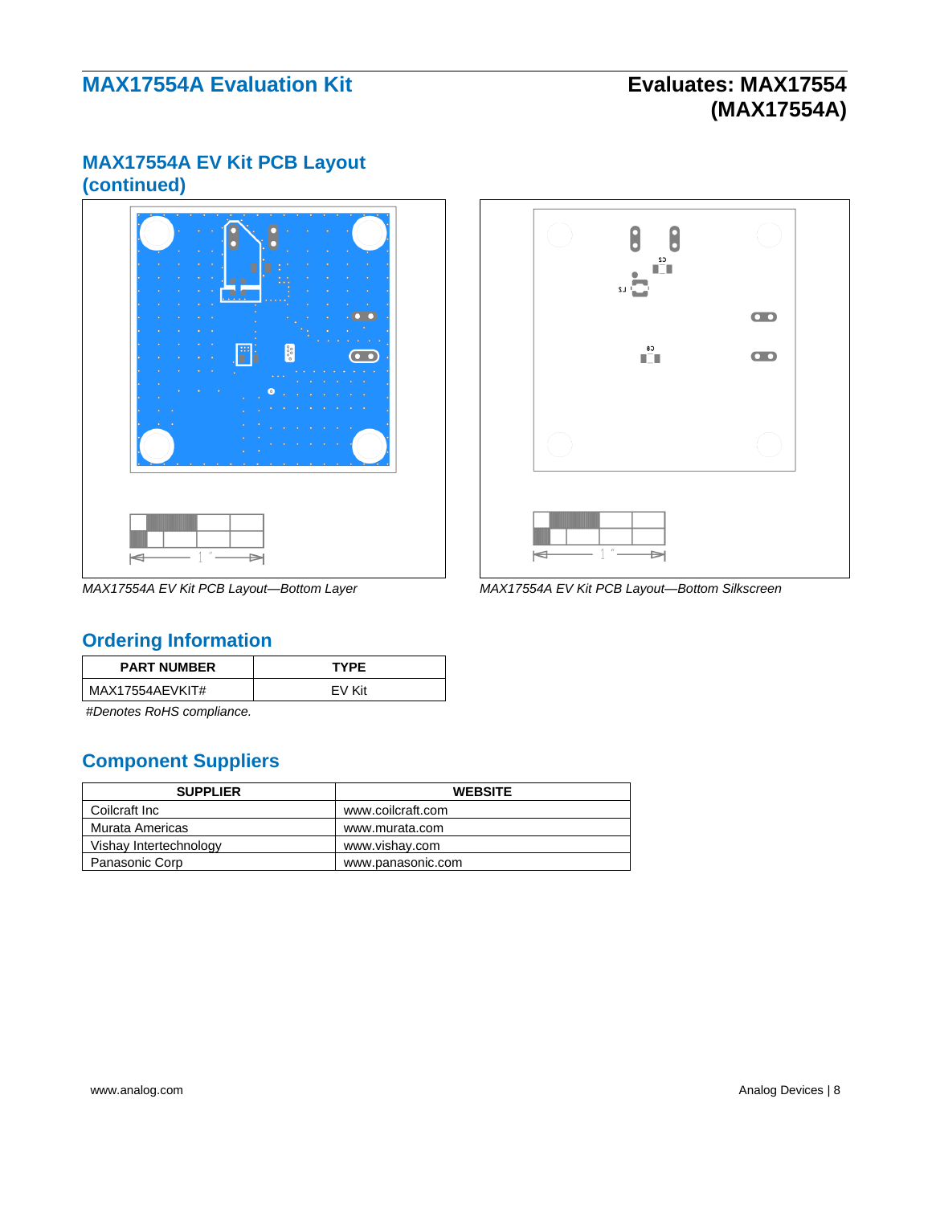## MAX17554A EV Kit PCB Layout (continued)

MAX17554A EV Kit PCB Layout—Bottom Layer

MAX17554A EV Kit PCB Layout—Bottom Silkscreen

## Ordering Information

| PART NUMBER | TYPE |
|---|---|
| MAX17554AEVKIT# | EV Kit |

*#Denotes RoHS compliance.*

## Component Suppliers

| SUPPLIER | WEBSITE |
|---|---|
| Coilcraft Inc | www.coilcraft.com |
| Murata Americas | www.murata.com |
| Vishay Intertechnology | www.vishay.com |
| Panasonic Corp | www.panasonic.com |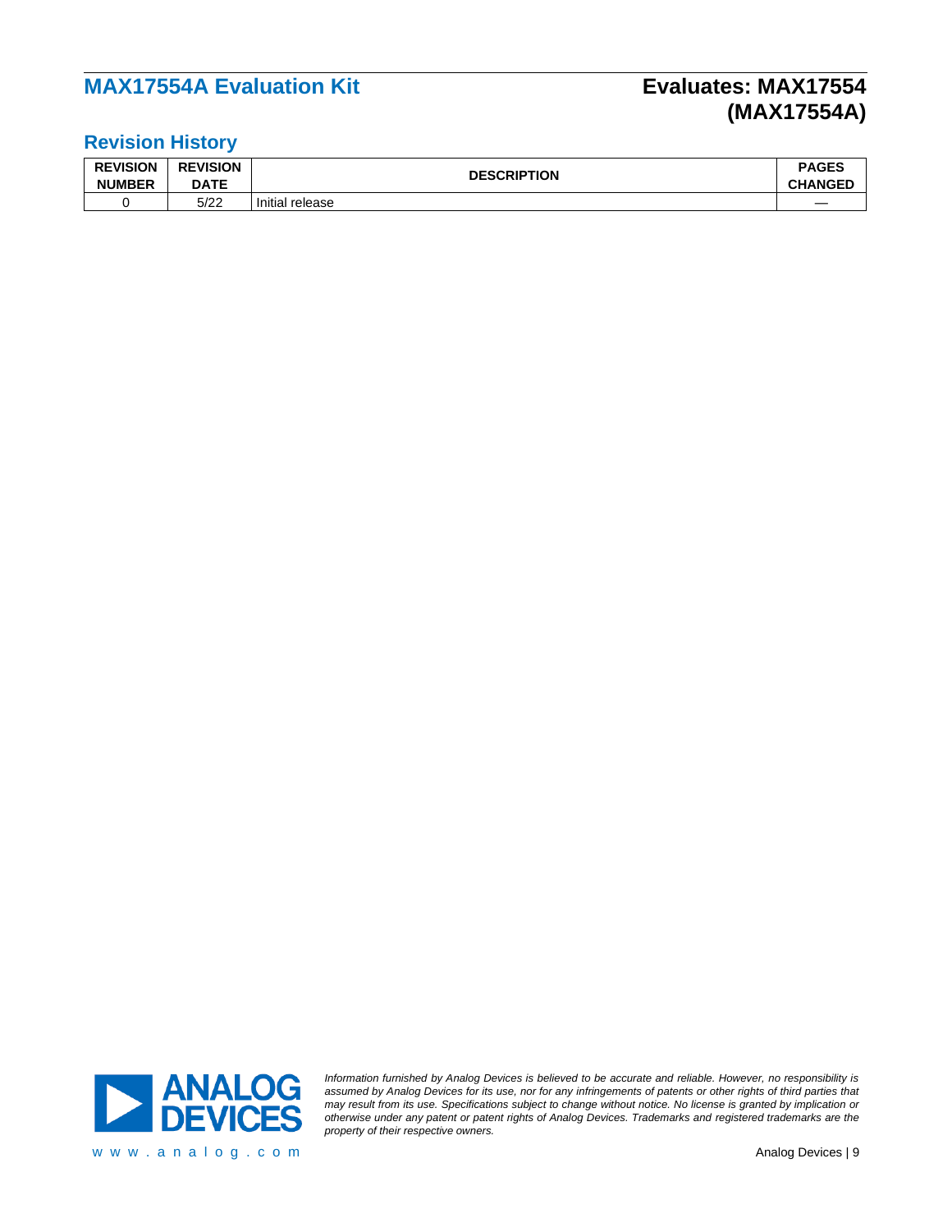## Revision History

| REVISION NUMBER | REVISION DATE | DESCRIPTION | PAGES CHANGED |
|---|---|---|---|
| 0 | 5/22 | Initial release | — |

*Information furnished by Analog Devices is believed to be accurate and reliable. However, no responsibility is assumed by Analog Devices for its use, nor for any infringements of patents or other rights of third parties that may result from its use. Specifications subject to change without notice. No license is granted by implication or otherwise under any patent or patent rights of Analog Devices. Trademarks and registered trademarks are the property of their respective owners.*

www.analog.com